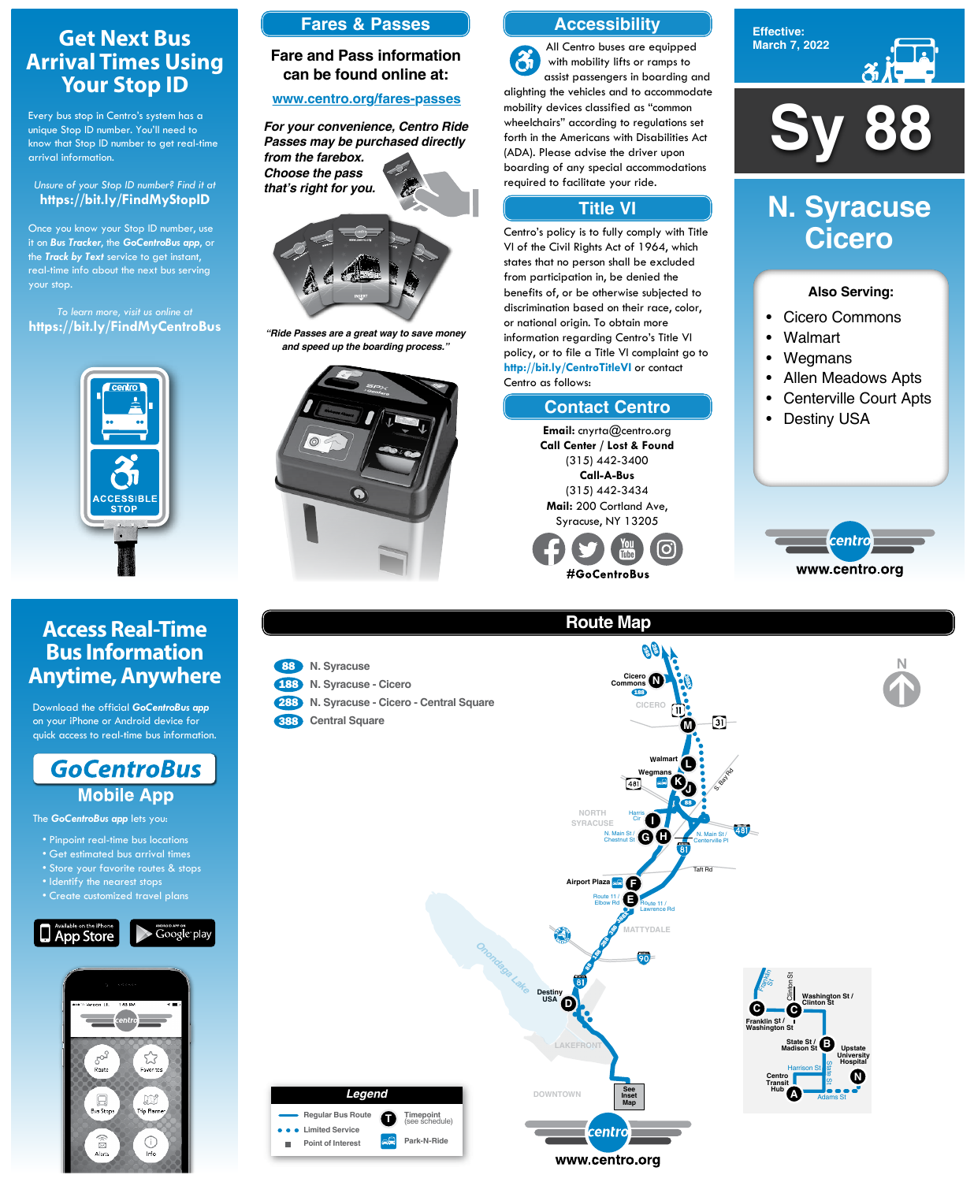# Get Next Bus Arrival Times Using Your Stop ID

Every bus stop in Centro's system has a unique Stop ID number. You'll need to know that Stop ID number to get real-time arrival information.

*Unsure of your Stop ID number? Find it at*
**https://bit.ly/FindMyStopID**

Once you know your Stop ID number, use it on ***Bus Tracker***, the ***GoCentroBus app***, or the ***Track by Text*** service to get instant, real-time info about the next bus serving your stop.

*To learn more, visit us online at*
**https://bit.ly/FindMyCentroBus**

ACCESSIBLE STOP

## Fares & Passes

**Fare and Pass information can be found online at:**

**www.centro.org/fares-passes**

***For your convenience, Centro Ride Passes may be purchased directly from the farebox. Choose the pass that's right for you.***

*"Ride Passes are a great way to save money and speed up the boarding process."*

## Accessibility

All Centro buses are equipped with mobility lifts or ramps to assist passengers in boarding and alighting the vehicles and to accommodate mobility devices classified as "common wheelchairs" according to regulations set forth in the Americans with Disabilities Act (ADA). Please advise the driver upon boarding of any special accommodations required to facilitate your ride.

## Title VI

Centro's policy is to fully comply with Title VI of the Civil Rights Act of 1964, which states that no person shall be excluded from participation in, be denied the benefits of, or be otherwise subjected to discrimination based on their race, color, or national origin. To obtain more information regarding Centro's Title VI policy, or to file a Title VI complaint go to **http://bit.ly/CentroTitleVI** or contact Centro as follows:

## Contact Centro

**Email:** cnyrta@centro.org
**Call Center / Lost & Found**
(315) 442-3400
**Call-A-Bus**
(315) 442-3434
**Mail:** 200 Cortland Ave, Syracuse, NY 13205

**#GoCentroBus**

**Effective:**
**March 7, 2022**

# Sy 88

# N. Syracuse Cicero

**Also Serving:**

- Cicero Commons
- Walmart
- Wegmans
- Allen Meadows Apts
- Centerville Court Apts
- Destiny USA

www.centro.org

# Access Real-Time Bus Information Anytime, Anywhere

Download the official ***GoCentroBus app*** on your iPhone or Android device for quick access to real-time bus information.

## GoCentroBus Mobile App

The ***GoCentroBus app*** lets you:

- Pinpoint real-time bus locations
- Get estimated bus arrival times
- Store your favorite routes & stops
- Identify the nearest stops
- Create customized travel plans

## Route Map

- **88** N. Syracuse
- **188** N. Syracuse - Cicero
- **288** N. Syracuse - Cicero - Central Square
- **388** Central Square

Timepoints: N Cicero Commons; M; L Walmart; K Wegmans; J; I Harris Cir; G N. Main St / Chestnut St; H N. Main St / Centerville Pl; F Airport Plaza; E Route 11 / Elbow Rd – Route 11 / Lawrence Rd; D Destiny USA; C Franklin St / Washington St – Washington St / Clinton St; B State St / Madison St; A Centro Transit Hub; N Upstate University Hospital

**Legend**

- Regular Bus Route
- Limited Service
- Point of Interest
- T Timepoint (see schedule)
- Park-N-Ride

www.centro.org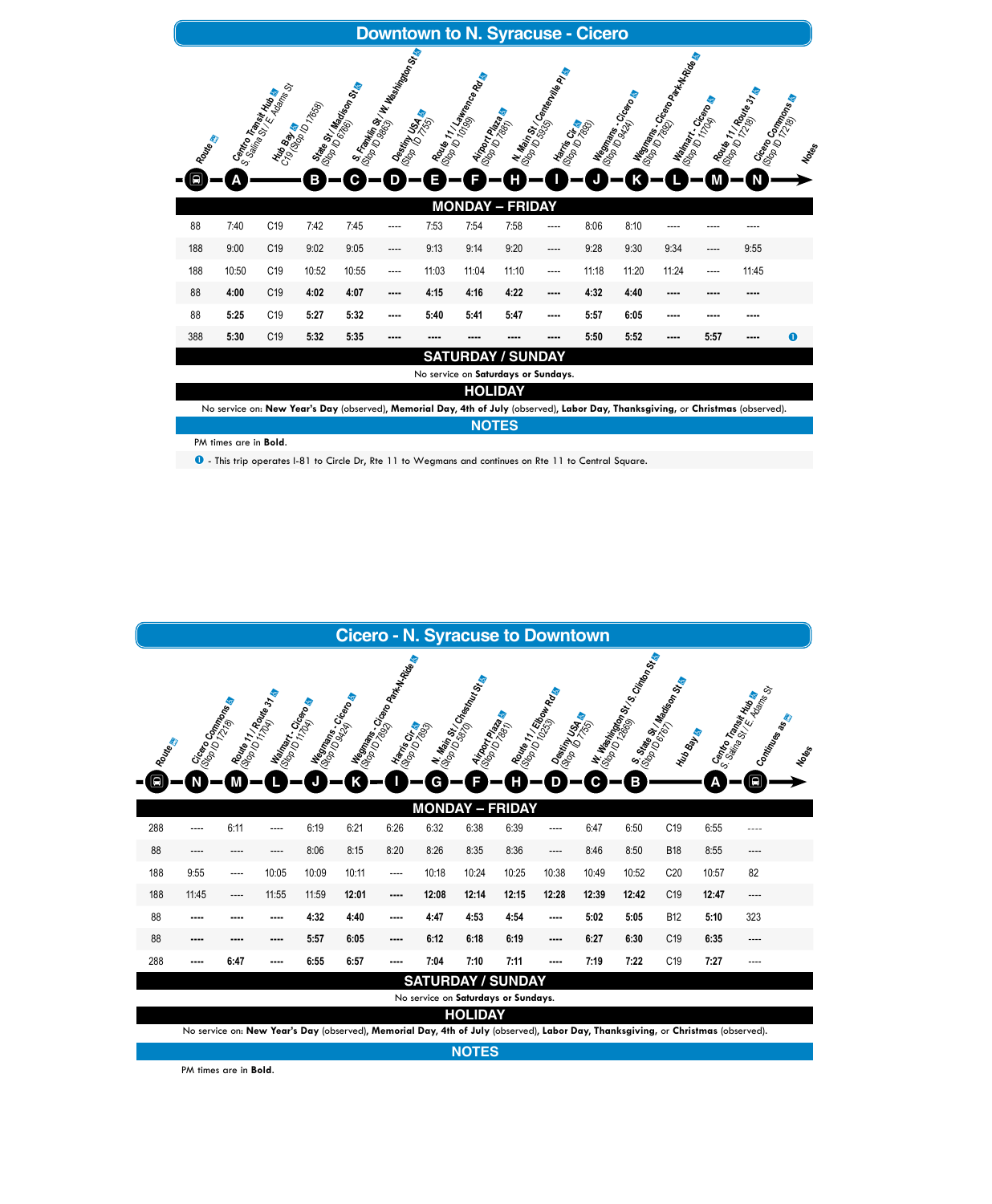## Downtown to N. Syracuse - Cicero

| Route | A Centro Transit Hub S. Salina St / E. Adams St | Hub Bay C19 (Stop ID 17658) | B State St / Madison St (Stop ID 6766) | C S Franklin St / W. Washington St (Stop ID 9863) | D Destiny USA (Stop ID 7755) | E Route 11 / Lawrence Rd (Stop ID 10199) | F Airport Plaza (Stop ID 7881) | H N. Main St / Centerville Pl (Stop ID 5935) | I Harris Cir (Stop ID 7893) | J Wegmans - Cicero (Stop ID 9424) | K Wegmans - Cicero Park-N-Ride (Stop ID 7892) | L Walmart - Cicero (Stop ID 11704) | M Route 11 / Route 31 (Stop ID 17218) | N Cicero Commons (Stop ID 17218) | Notes |
|---|---|---|---|---|---|---|---|---|---|---|---|---|---|---|---|
| **MONDAY – FRIDAY** | | | | | | | | | | | | | | | |
| 88 | 7:40 | C19 | 7:42 | 7:45 | ---- | 7:53 | 7:54 | 7:58 | ---- | 8:06 | 8:10 | ---- | ---- | ---- | |
| 188 | 9:00 | C19 | 9:02 | 9:05 | ---- | 9:13 | 9:14 | 9:20 | ---- | 9:28 | 9:30 | 9:34 | ---- | 9:55 | |
| 188 | 10:50 | C19 | 10:52 | 10:55 | ---- | 11:03 | 11:04 | 11:10 | ---- | 11:18 | 11:20 | 11:24 | ---- | 11:45 | |
| 88 | **4:00** | C19 | **4:02** | **4:07** | ---- | **4:15** | **4:16** | **4:22** | ---- | **4:32** | **4:40** | ---- | ---- | ---- | |
| 88 | **5:25** | C19 | **5:27** | **5:32** | ---- | **5:40** | **5:41** | **5:47** | ---- | **5:57** | **6:05** | ---- | ---- | ---- | |
| 388 | **5:30** | C19 | **5:32** | **5:35** | ---- | ---- | ---- | ---- | ---- | **5:50** | **5:52** | ---- | **5:57** | ---- | 1 |

**SATURDAY / SUNDAY**

No service on **Saturdays or Sundays.**

**HOLIDAY**

No service on: **New Year's Day** (observed), **Memorial Day**, **4th of July** (observed), **Labor Day**, **Thanksgiving**, or **Christmas** (observed).

**NOTES**

PM times are in **Bold.**

1 - This trip operates I-81 to Circle Dr, Rte 11 to Wegmans and continues on Rte 11 to Central Square.

## Cicero - N. Syracuse to Downtown

| Route | N Cicero Commons (Stop ID 17218) | M Route 11 / Route 31 (Stop ID 11704) | L Walmart - Cicero (Stop ID 11704) | J Wegmans - Cicero (Stop ID 9424) | K Wegmans - Cicero Park-N-Ride (Stop ID 7892) | I Harris Cir (Stop ID 7893) | G N. Main St / Chestnut St (Stop ID 5870) | F Airport Plaza (Stop ID 7881) | H Route 11 / Elbow Rd (Stop ID 10253) | D Destiny USA (Stop ID 7755) | C W. Washington St / S. Clinton St (Stop ID 12669) | B S. State St / Madison St (Stop ID 6767) | Hub Bay | A Centro Transit Hub S. Salina St / E. Adams St | Continues as | Notes |
|---|---|---|---|---|---|---|---|---|---|---|---|---|---|---|---|---|
| **MONDAY – FRIDAY** | | | | | | | | | | | | | | | | |
| 288 | ---- | 6:11 | ---- | 6:19 | 6:21 | 6:26 | 6:32 | 6:38 | 6:39 | ---- | 6:47 | 6:50 | C19 | 6:55 | ---- | |
| 88 | ---- | ---- | ---- | 8:06 | 8:15 | 8:20 | 8:26 | 8:35 | 8:36 | ---- | 8:46 | 8:50 | B18 | 8:55 | ---- | |
| 188 | 9:55 | ---- | 10:05 | 10:09 | 10:11 | ---- | 10:18 | 10:24 | 10:25 | 10:38 | 10:49 | 10:52 | C20 | 10:57 | 82 | |
| 188 | 11:45 | ---- | 11:55 | 11:59 | **12:01** | ---- | **12:08** | **12:14** | **12:15** | **12:28** | **12:39** | **12:42** | C19 | **12:47** | ---- | |
| 88 | ---- | ---- | ---- | **4:32** | **4:40** | ---- | **4:47** | **4:53** | **4:54** | ---- | **5:02** | **5:05** | B12 | **5:10** | 323 | |
| 88 | ---- | ---- | ---- | **5:57** | **6:05** | ---- | **6:12** | **6:18** | **6:19** | ---- | **6:27** | **6:30** | C19 | **6:35** | ---- | |
| 288 | ---- | **6:47** | ---- | **6:55** | **6:57** | ---- | **7:04** | **7:10** | **7:11** | ---- | **7:19** | **7:22** | C19 | **7:27** | ---- | |

**SATURDAY / SUNDAY**

No service on **Saturdays or Sundays.**

**HOLIDAY**

No service on: **New Year's Day** (observed), **Memorial Day**, **4th of July** (observed), **Labor Day**, **Thanksgiving**, or **Christmas** (observed).

**NOTES**

PM times are in **Bold.**